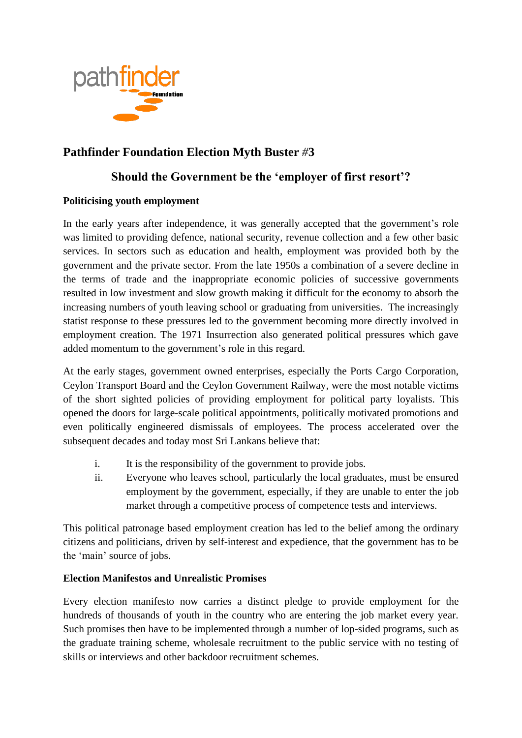# Pathfinder Foundation Election Myth Buster #3

## Should the Government be the 'employer of first resort'?

### Politicising youth employment

In the early years after independence, it was generally accepted that the government's role was limited to providing defence, national security, revenue collection and a few other basic services. In sectors such as education and health, employment was provided both by the government and the private sector. From the late 1950s a combination of a severe decline in the terms of trade and the inappropriate economic policies of successive governments resulted in low investment and slow growth making it difficult for the economy to absorb the increasing numbers of youth leaving school or graduating from universities. The increasingly statist response to these pressures led to the government becoming more directly involved in employment creation. The 1971 Insurrection also generated political pressures which gave added momentum to the government's role in this regard.

At the early stages, government owned enterprises, especially the Ports Cargo Corporation, Ceylon Transport Board and the Ceylon Government Railway, were the most notable victims of the short sighted policies of providing employment for political party loyalists. This opened the doors for large-scale political appointments, politically motivated promotions and even politically engineered dismissals of employees. The process accelerated over the subsequent decades and today most Sri Lankans believe that:

i. It is the responsibility of the government to provide jobs.
ii. Everyone who leaves school, particularly the local graduates, must be ensured employment by the government, especially, if they are unable to enter the job market through a competitive process of competence tests and interviews.

This political patronage based employment creation has led to the belief among the ordinary citizens and politicians, driven by self-interest and expedience, that the government has to be the 'main' source of jobs.

### Election Manifestos and Unrealistic Promises

Every election manifesto now carries a distinct pledge to provide employment for the hundreds of thousands of youth in the country who are entering the job market every year. Such promises then have to be implemented through a number of lop-sided programs, such as the graduate training scheme, wholesale recruitment to the public service with no testing of skills or interviews and other backdoor recruitment schemes.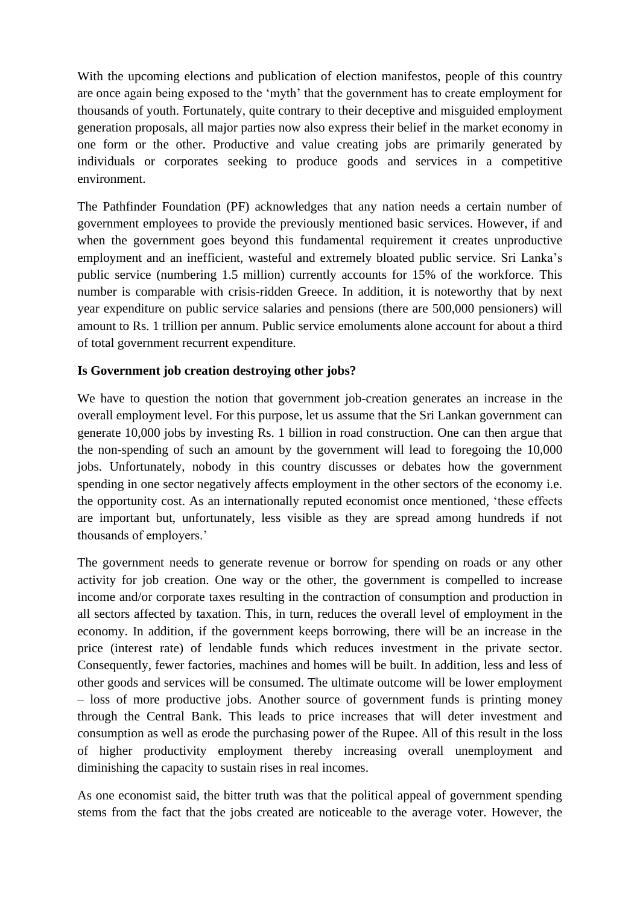With the upcoming elections and publication of election manifestos, people of this country are once again being exposed to the 'myth' that the government has to create employment for thousands of youth. Fortunately, quite contrary to their deceptive and misguided employment generation proposals, all major parties now also express their belief in the market economy in one form or the other. Productive and value creating jobs are primarily generated by individuals or corporates seeking to produce goods and services in a competitive environment.

The Pathfinder Foundation (PF) acknowledges that any nation needs a certain number of government employees to provide the previously mentioned basic services. However, if and when the government goes beyond this fundamental requirement it creates unproductive employment and an inefficient, wasteful and extremely bloated public service. Sri Lanka's public service (numbering 1.5 million) currently accounts for 15% of the workforce. This number is comparable with crisis-ridden Greece. In addition, it is noteworthy that by next year expenditure on public service salaries and pensions (there are 500,000 pensioners) will amount to Rs. 1 trillion per annum. Public service emoluments alone account for about a third of total government recurrent expenditure.

**Is Government job creation destroying other jobs?**

We have to question the notion that government job-creation generates an increase in the overall employment level. For this purpose, let us assume that the Sri Lankan government can generate 10,000 jobs by investing Rs. 1 billion in road construction. One can then argue that the non-spending of such an amount by the government will lead to foregoing the 10,000 jobs. Unfortunately, nobody in this country discusses or debates how the government spending in one sector negatively affects employment in the other sectors of the economy i.e. the opportunity cost. As an internationally reputed economist once mentioned, 'these effects are important but, unfortunately, less visible as they are spread among hundreds if not thousands of employers.'

The government needs to generate revenue or borrow for spending on roads or any other activity for job creation. One way or the other, the government is compelled to increase income and/or corporate taxes resulting in the contraction of consumption and production in all sectors affected by taxation. This, in turn, reduces the overall level of employment in the economy. In addition, if the government keeps borrowing, there will be an increase in the price (interest rate) of lendable funds which reduces investment in the private sector. Consequently, fewer factories, machines and homes will be built. In addition, less and less of other goods and services will be consumed. The ultimate outcome will be lower employment – loss of more productive jobs. Another source of government funds is printing money through the Central Bank. This leads to price increases that will deter investment and consumption as well as erode the purchasing power of the Rupee. All of this result in the loss of higher productivity employment thereby increasing overall unemployment and diminishing the capacity to sustain rises in real incomes.

As one economist said, the bitter truth was that the political appeal of government spending stems from the fact that the jobs created are noticeable to the average voter. However, the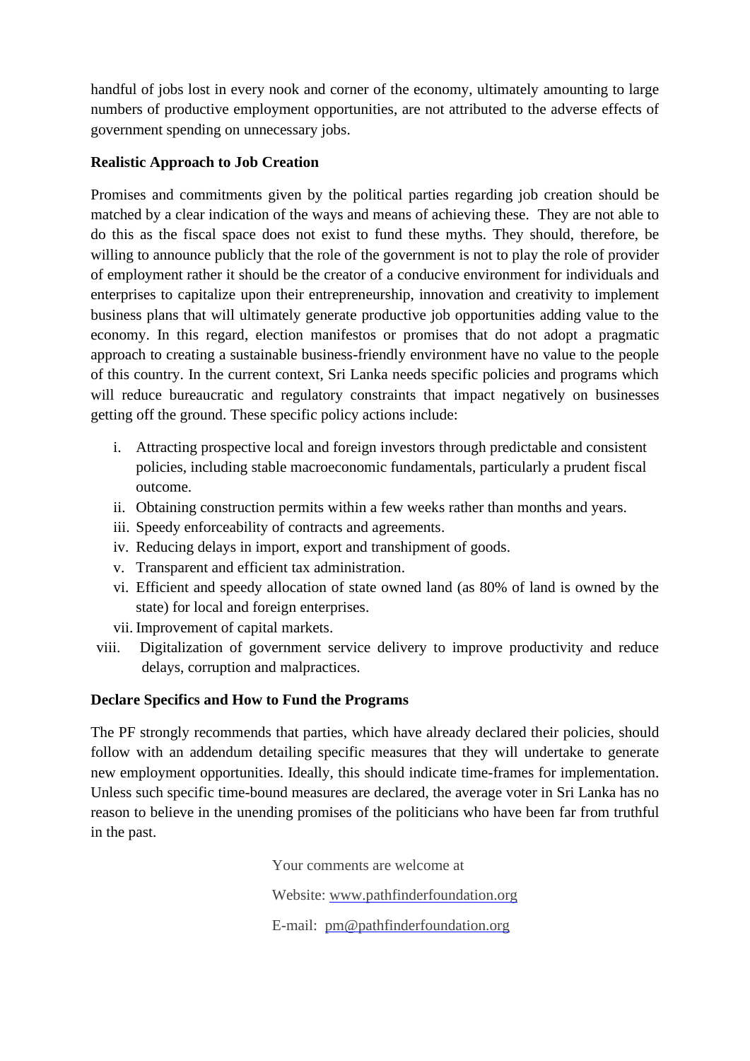handful of jobs lost in every nook and corner of the economy, ultimately amounting to large numbers of productive employment opportunities, are not attributed to the adverse effects of government spending on unnecessary jobs.

**Realistic Approach to Job Creation**

Promises and commitments given by the political parties regarding job creation should be matched by a clear indication of the ways and means of achieving these. They are not able to do this as the fiscal space does not exist to fund these myths. They should, therefore, be willing to announce publicly that the role of the government is not to play the role of provider of employment rather it should be the creator of a conducive environment for individuals and enterprises to capitalize upon their entrepreneurship, innovation and creativity to implement business plans that will ultimately generate productive job opportunities adding value to the economy. In this regard, election manifestos or promises that do not adopt a pragmatic approach to creating a sustainable business-friendly environment have no value to the people of this country. In the current context, Sri Lanka needs specific policies and programs which will reduce bureaucratic and regulatory constraints that impact negatively on businesses getting off the ground. These specific policy actions include:

i. Attracting prospective local and foreign investors through predictable and consistent policies, including stable macroeconomic fundamentals, particularly a prudent fiscal outcome.
ii. Obtaining construction permits within a few weeks rather than months and years.
iii. Speedy enforceability of contracts and agreements.
iv. Reducing delays in import, export and transhipment of goods.
v. Transparent and efficient tax administration.
vi. Efficient and speedy allocation of state owned land (as 80% of land is owned by the state) for local and foreign enterprises.
vii. Improvement of capital markets.
viii. Digitalization of government service delivery to improve productivity and reduce delays, corruption and malpractices.

**Declare Specifics and How to Fund the Programs**

The PF strongly recommends that parties, which have already declared their policies, should follow with an addendum detailing specific measures that they will undertake to generate new employment opportunities. Ideally, this should indicate time-frames for implementation. Unless such specific time-bound measures are declared, the average voter in Sri Lanka has no reason to believe in the unending promises of the politicians who have been far from truthful in the past.

Your comments are welcome at

Website: www.pathfinderfoundation.org

E-mail: pm@pathfinderfoundation.org